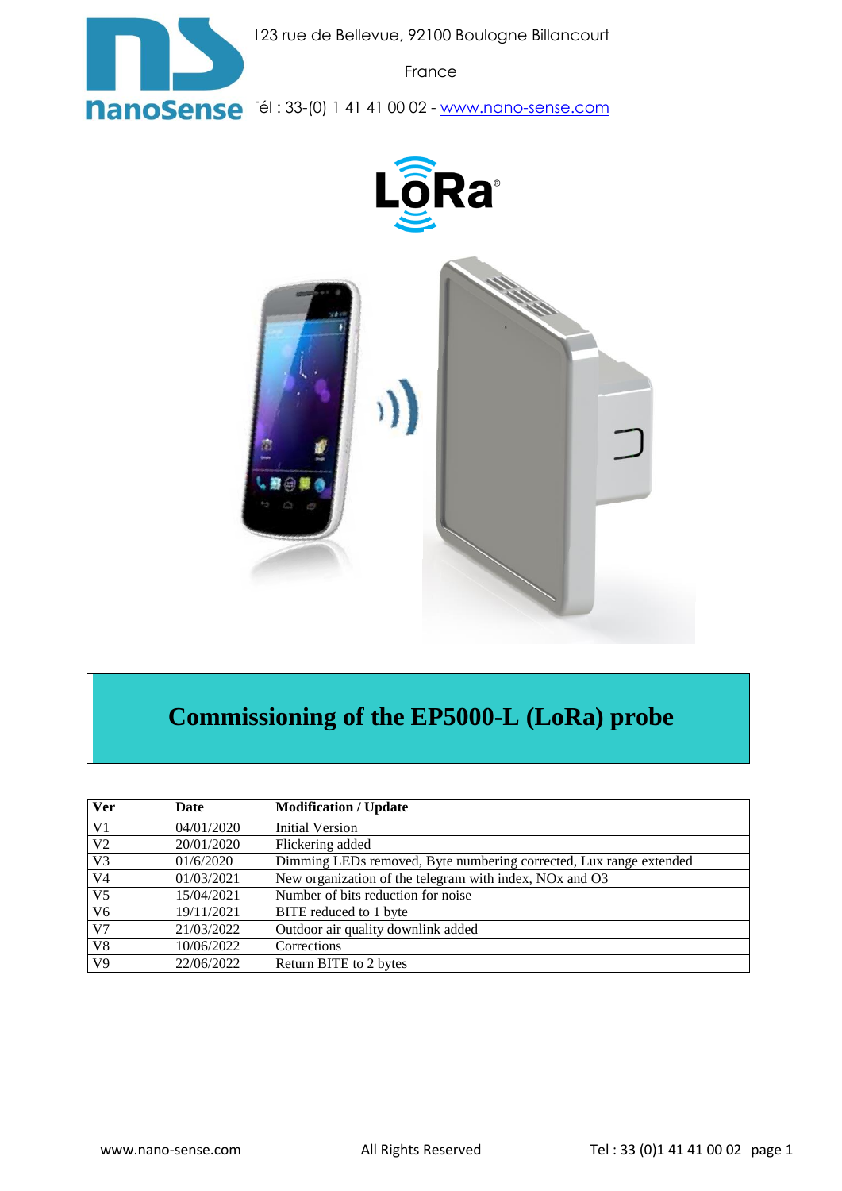123 rue de Bellevue, 92100 Boulogne Billancourt

France

Tél : 33-(0) 1 41 41 00 02 - www.nano-sense.com

# Commissioning of the EP5000-L (LoRa) probe

| Ver | Date | Modification / Update |
|---|---|---|
| V1 | 04/01/2020 | Initial Version |
| V2 | 20/01/2020 | Flickering added |
| V3 | 01/6/2020 | Dimming LEDs removed, Byte numbering corrected, Lux range extended |
| V4 | 01/03/2021 | New organization of the telegram with index, NOx and O3 |
| V5 | 15/04/2021 | Number of bits reduction for noise |
| V6 | 19/11/2021 | BITE reduced to 1 byte |
| V7 | 21/03/2022 | Outdoor air quality downlink added |
| V8 | 10/06/2022 | Corrections |
| V9 | 22/06/2022 | Return BITE to 2 bytes |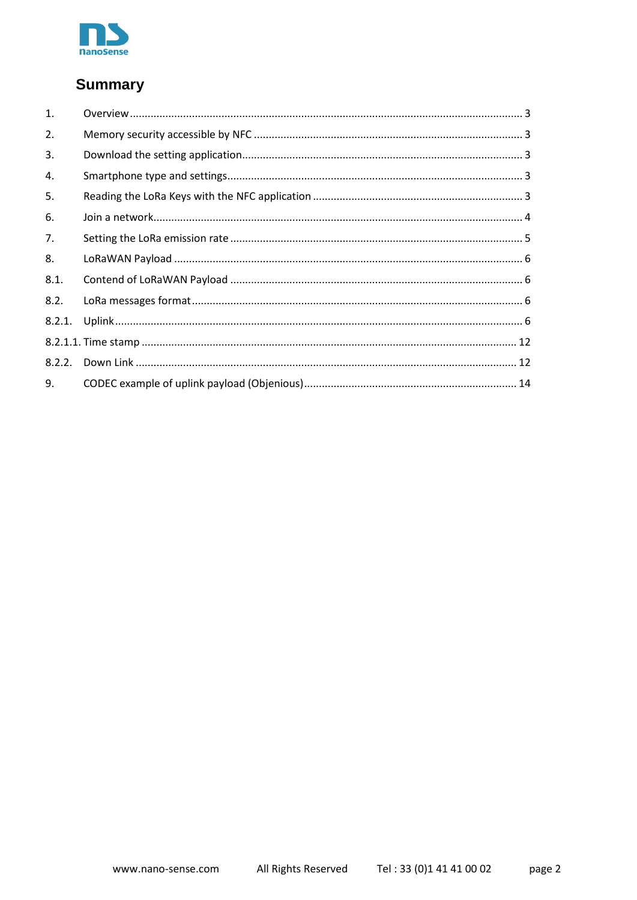# Summary

1. Overview ............................................................................................................................ 3
2. Memory security accessible by NFC ................................................................................ 3
3. Download the setting application...................................................................................... 3
4. Smartphone type and settings........................................................................................... 3
5. Reading the LoRa Keys with the NFC application ............................................................ 3
6. Join a network.................................................................................................................... 4
7. Setting the LoRa emission rate .......................................................................................... 5
8. LoRaWAN Payload ............................................................................................................ 6

8.1. Contend of LoRaWAN Payload ......................................................................................... 6

8.2. LoRa messages format....................................................................................................... 6

8.2.1. Uplink................................................................................................................................ 6

8.2.1.1. Time stamp ...................................................................................................................... 12

8.2.2. Down Link ....................................................................................................................... 12

9. CODEC example of uplink payload (Objenious)............................................................... 14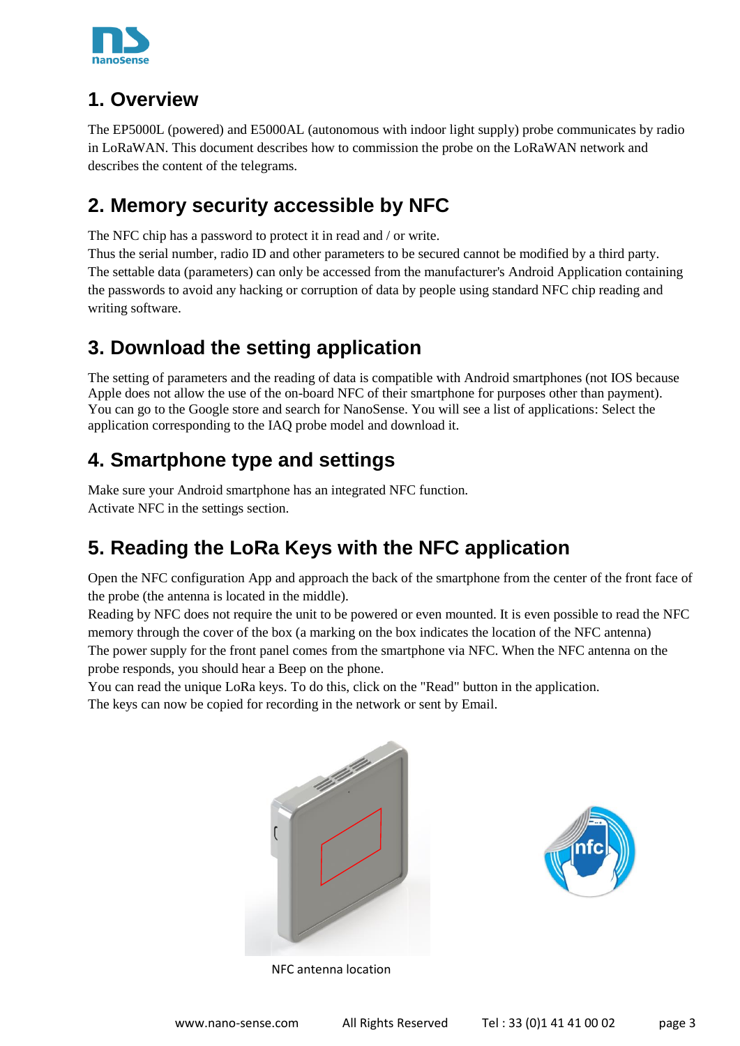## 1. Overview

The EP5000L (powered) and E5000AL (autonomous with indoor light supply) probe communicates by radio in LoRaWAN. This document describes how to commission the probe on the LoRaWAN network and describes the content of the telegrams.

## 2. Memory security accessible by NFC

The NFC chip has a password to protect it in read and / or write.
Thus the serial number, radio ID and other parameters to be secured cannot be modified by a third party.
The settable data (parameters) can only be accessed from the manufacturer's Android Application containing the passwords to avoid any hacking or corruption of data by people using standard NFC chip reading and writing software.

## 3. Download the setting application

The setting of parameters and the reading of data is compatible with Android smartphones (not IOS because Apple does not allow the use of the on-board NFC of their smartphone for purposes other than payment).
You can go to the Google store and search for NanoSense. You will see a list of applications: Select the application corresponding to the IAQ probe model and download it.

## 4. Smartphone type and settings

Make sure your Android smartphone has an integrated NFC function.
Activate NFC in the settings section.

## 5. Reading the LoRa Keys with the NFC application

Open the NFC configuration App and approach the back of the smartphone from the center of the front face of the probe (the antenna is located in the middle).
Reading by NFC does not require the unit to be powered or even mounted. It is even possible to read the NFC memory through the cover of the box (a marking on the box indicates the location of the NFC antenna)
The power supply for the front panel comes from the smartphone via NFC. When the NFC antenna on the probe responds, you should hear a Beep on the phone.
You can read the unique LoRa keys. To do this, click on the "Read" button in the application.
The keys can now be copied for recording in the network or sent by Email.

NFC antenna location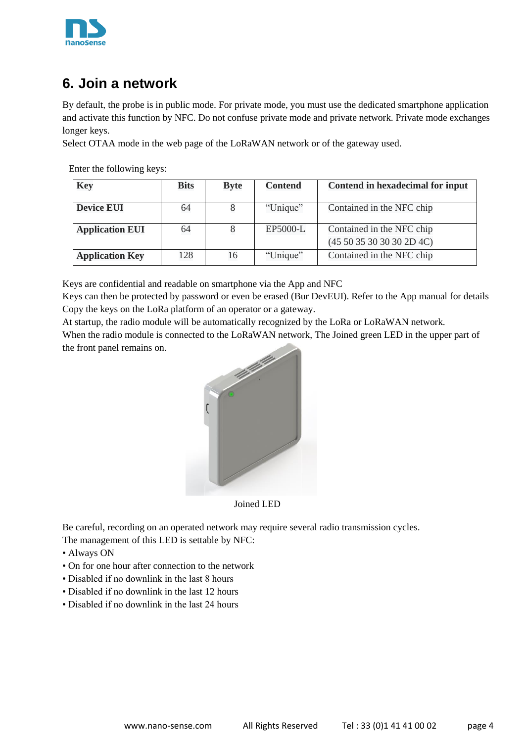# 6. Join a network

By default, the probe is in public mode. For private mode, you must use the dedicated smartphone application and activate this function by NFC. Do not confuse private mode and private network. Private mode exchanges longer keys.
Select OTAA mode in the web page of the LoRaWAN network or of the gateway used.

Enter the following keys:

| Key | Bits | Byte | Contend | Contend in hexadecimal for input |
|---|---|---|---|---|
| **Device EUI** | 64 | 8 | "Unique" | Contained in the NFC chip |
| **Application EUI** | 64 | 8 | EP5000-L | Contained in the NFC chip (45 50 35 30 30 30 2D 4C) |
| **Application Key** | 128 | 16 | "Unique" | Contained in the NFC chip |

Keys are confidential and readable on smartphone via the App and NFC
Keys can then be protected by password or even be erased (Bur DevEUI). Refer to the App manual for details
Copy the keys on the LoRa platform of an operator or a gateway.
At startup, the radio module will be automatically recognized by the LoRa or LoRaWAN network.
When the radio module is connected to the LoRaWAN network, The Joined green LED in the upper part of the front panel remains on.

Joined LED

Be careful, recording on an operated network may require several radio transmission cycles.
The management of this LED is settable by NFC:

- Always ON
- On for one hour after connection to the network
- Disabled if no downlink in the last 8 hours
- Disabled if no downlink in the last 12 hours
- Disabled if no downlink in the last 24 hours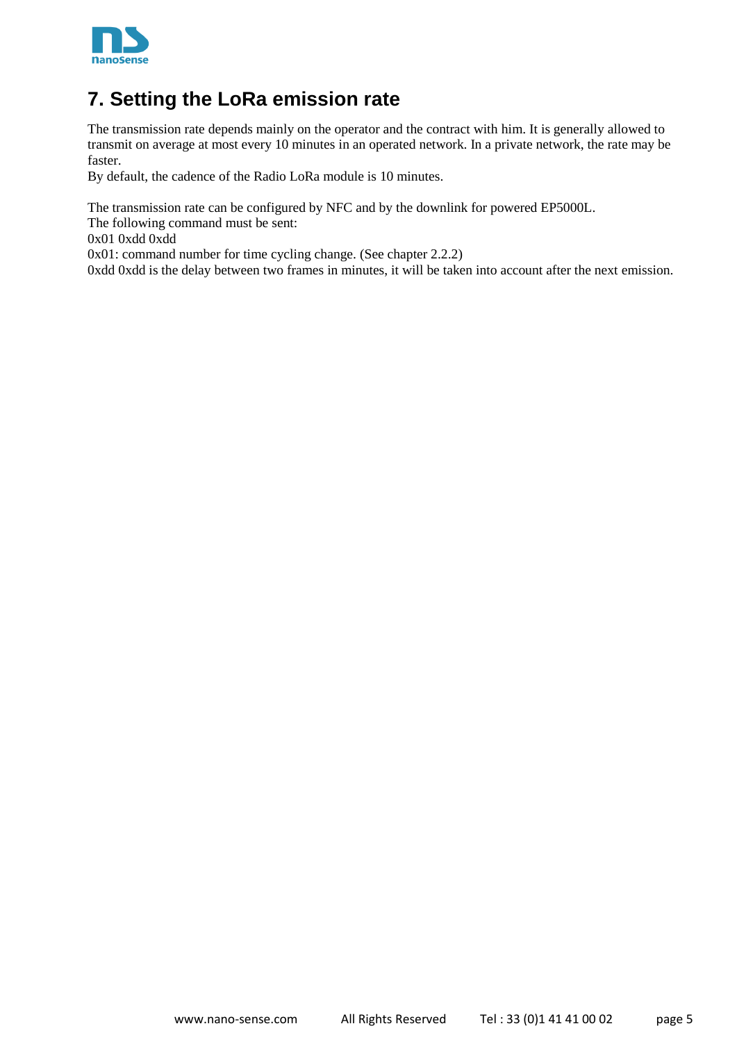# 7. Setting the LoRa emission rate

The transmission rate depends mainly on the operator and the contract with him. It is generally allowed to transmit on average at most every 10 minutes in an operated network. In a private network, the rate may be faster.
By default, the cadence of the Radio LoRa module is 10 minutes.

The transmission rate can be configured by NFC and by the downlink for powered EP5000L.
The following command must be sent:
0x01 0xdd 0xdd
0x01: command number for time cycling change. (See chapter 2.2.2)
0xdd 0xdd is the delay between two frames in minutes, it will be taken into account after the next emission.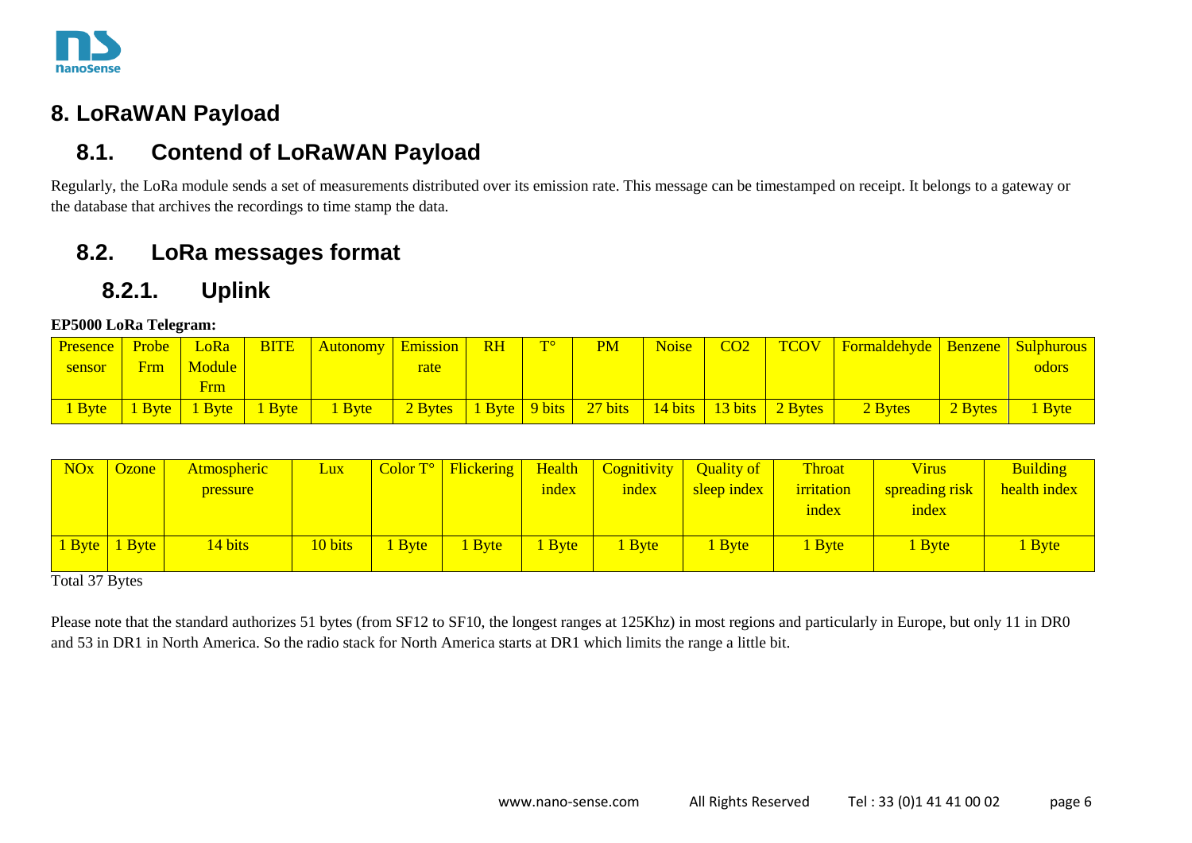# 8. LoRaWAN Payload

## 8.1. Contend of LoRaWAN Payload

Regularly, the LoRa module sends a set of measurements distributed over its emission rate. This message can be timestamped on receipt. It belongs to a gateway or the database that archives the recordings to time stamp the data.

## 8.2. LoRa messages format

### 8.2.1. Uplink

**EP5000 LoRa Telegram:**

| Presence sensor | Probe Frm | LoRa Module Frm | BITE | Autonomy | Emission rate | RH | T° | PM | Noise | CO2 | TCOV | Formaldehyde | Benzene | Sulphurous odors |
|---|---|---|---|---|---|---|---|---|---|---|---|---|---|---|
| 1 Byte | 1 Byte | 1 Byte | 1 Byte | 1 Byte | 2 Bytes | 1 Byte | 9 bits | 27 bits | 14 bits | 13 bits | 2 Bytes | 2 Bytes | 2 Bytes | 1 Byte |

| NOx | Ozone | Atmospheric pressure | Lux | Color T° | Flickering | Health index | Cognitivity index | Quality of sleep index | Throat irritation index | Virus spreading risk index | Building health index |
|---|---|---|---|---|---|---|---|---|---|---|---|
| 1 Byte | 1 Byte | 14 bits | 10 bits | 1 Byte | 1 Byte | 1 Byte | 1 Byte | 1 Byte | 1 Byte | 1 Byte | 1 Byte |

Total 37 Bytes

Please note that the standard authorizes 51 bytes (from SF12 to SF10, the longest ranges at 125Khz) in most regions and particularly in Europe, but only 11 in DR0 and 53 in DR1 in North America. So the radio stack for North America starts at DR1 which limits the range a little bit.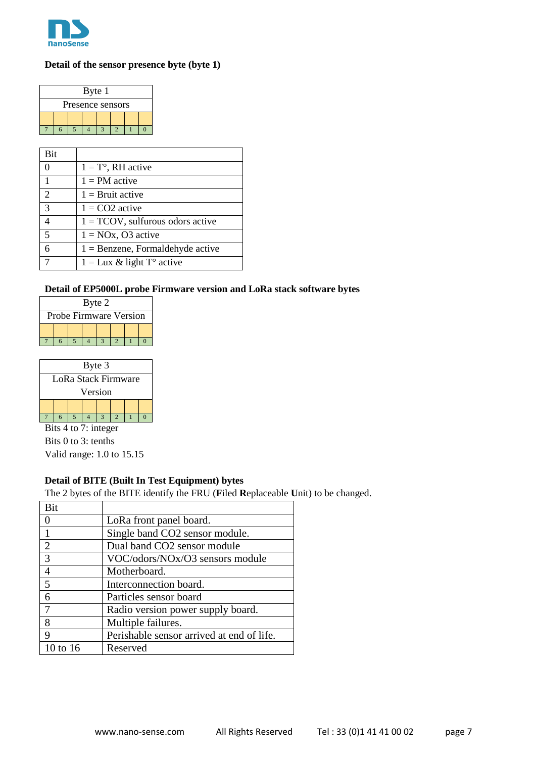**Detail of the sensor presence byte (byte 1)**

| Byte 1 | | | | | | | |
|---|---|---|---|---|---|---|---|
| Presence sensors | | | | | | | |
| | | | | | | | |
| 7 | 6 | 5 | 4 | 3 | 2 | 1 | 0 |

| Bit | |
|---|---|
| 0 | 1 = T°, RH active |
| 1 | 1 = PM active |
| 2 | 1 = Bruit active |
| 3 | 1 = CO2 active |
| 4 | 1 = TCOV, sulfurous odors active |
| 5 | 1 = NOx, O3 active |
| 6 | 1 = Benzene, Formaldehyde active |
| 7 | 1 = Lux & light T° active |

**Detail of EP5000L probe Firmware version and LoRa stack software bytes**

| Byte 2 | | | | | | | |
|---|---|---|---|---|---|---|---|
| Probe Firmware Version | | | | | | | |
| | | | | | | | |
| 7 | 6 | 5 | 4 | 3 | 2 | 1 | 0 |

| Byte 3 | | | | | | | |
|---|---|---|---|---|---|---|---|
| LoRa Stack Firmware Version | | | | | | | |
| | | | | | | | |
| 7 | 6 | 5 | 4 | 3 | 2 | 1 | 0 |

Bits 4 to 7: integer
Bits 0 to 3: tenths
Valid range: 1.0 to 15.15

**Detail of BITE (Built In Test Equipment) bytes**

The 2 bytes of the BITE identify the FRU (**F**iled **R**eplaceable **U**nit) to be changed.

| Bit | |
|---|---|
| 0 | LoRa front panel board. |
| 1 | Single band CO2 sensor module. |
| 2 | Dual band CO2 sensor module |
| 3 | VOC/odors/NOx/O3 sensors module |
| 4 | Motherboard. |
| 5 | Interconnection board. |
| 6 | Particles sensor board |
| 7 | Radio version power supply board. |
| 8 | Multiple failures. |
| 9 | Perishable sensor arrived at end of life. |
| 10 to 16 | Reserved |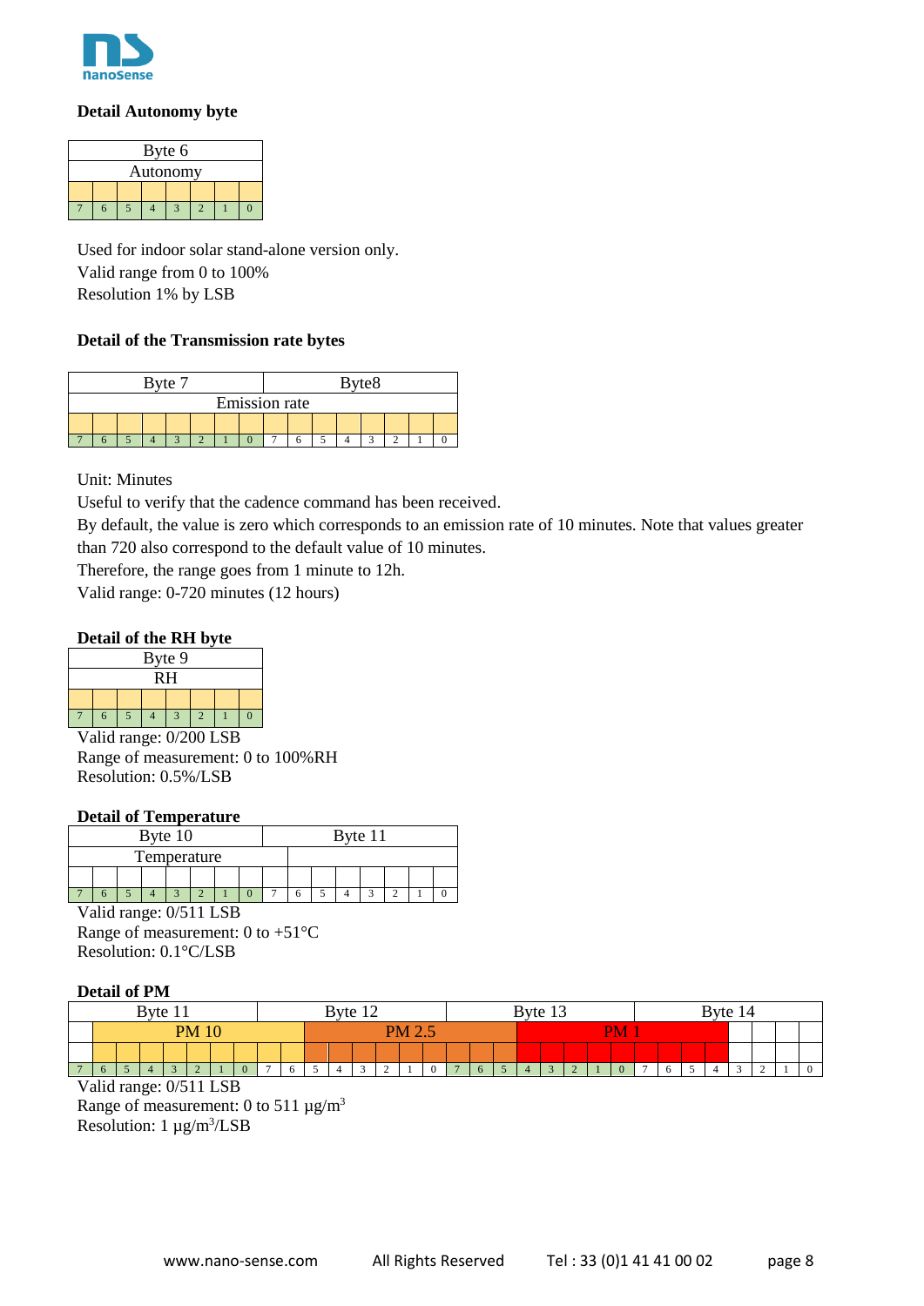**Detail Autonomy byte**

| Byte 6 | | | | | | | |
|---|---|---|---|---|---|---|---|
| Autonomy | | | | | | | |
| | | | | | | | |
| 7 | 6 | 5 | 4 | 3 | 2 | 1 | 0 |

Used for indoor solar stand-alone version only.
Valid range from 0 to 100%
Resolution 1% by LSB

**Detail of the Transmission rate bytes**

| Byte 7 | | | | | | | | Byte8 | | | | | | | |
|---|---|---|---|---|---|---|---|---|---|---|---|---|---|---|---|
| Emission rate | | | | | | | | | | | | | | | |
| | | | | | | | | | | | | | | | |
| 7 | 6 | 5 | 4 | 3 | 2 | 1 | 0 | 7 | 6 | 5 | 4 | 3 | 2 | 1 | 0 |

Unit: Minutes
Useful to verify that the cadence command has been received.
By default, the value is zero which corresponds to an emission rate of 10 minutes. Note that values greater than 720 also correspond to the default value of 10 minutes.
Therefore, the range goes from 1 minute to 12h.
Valid range: 0-720 minutes (12 hours)

**Detail of the RH byte**

| Byte 9 | | | | | | | |
|---|---|---|---|---|---|---|---|
| RH | | | | | | | |
| | | | | | | | |
| 7 | 6 | 5 | 4 | 3 | 2 | 1 | 0 |

Valid range: 0/200 LSB
Range of measurement: 0 to 100%RH
Resolution: 0.5%/LSB

**Detail of Temperature**

| Byte 10 | | | | | | | | Byte 11 | | | | | | | |
|---|---|---|---|---|---|---|---|---|---|---|---|---|---|---|---|
| Temperature | | | | | | | | | | | | | | | |
| | | | | | | | | | | | | | | | |
| 7 | 6 | 5 | 4 | 3 | 2 | 1 | 0 | 7 | 6 | 5 | 4 | 3 | 2 | 1 | 0 |

Valid range: 0/511 LSB
Range of measurement: 0 to +51°C
Resolution: 0.1°C/LSB

**Detail of PM**

| Byte 11 | | | | | | | | Byte 12 | | | | | | | | Byte 13 | | | | | | | | Byte 14 | | | | | | | |
|---|---|---|---|---|---|---|---|---|---|---|---|---|---|---|---|---|---|---|---|---|---|---|---|---|---|---|---|---|---|---|---|
| | PM 10 | | | | | | | | | PM 2.5 | | | | | | | | | PM 1 | | | | | | | | | | | | |
| | | | | | | | | | | | | | | | | | | | | | | | | | | | | | | | |
| 7 | 6 | 5 | 4 | 3 | 2 | 1 | 0 | 7 | 6 | 5 | 4 | 3 | 2 | 1 | 0 | 7 | 6 | 5 | 4 | 3 | 2 | 1 | 0 | 7 | 6 | 5 | 4 | 3 | 2 | 1 | 0 |

Valid range: 0/511 LSB
Range of measurement: 0 to 511 µg/m$^3$
Resolution: 1 µg/m$^3$/LSB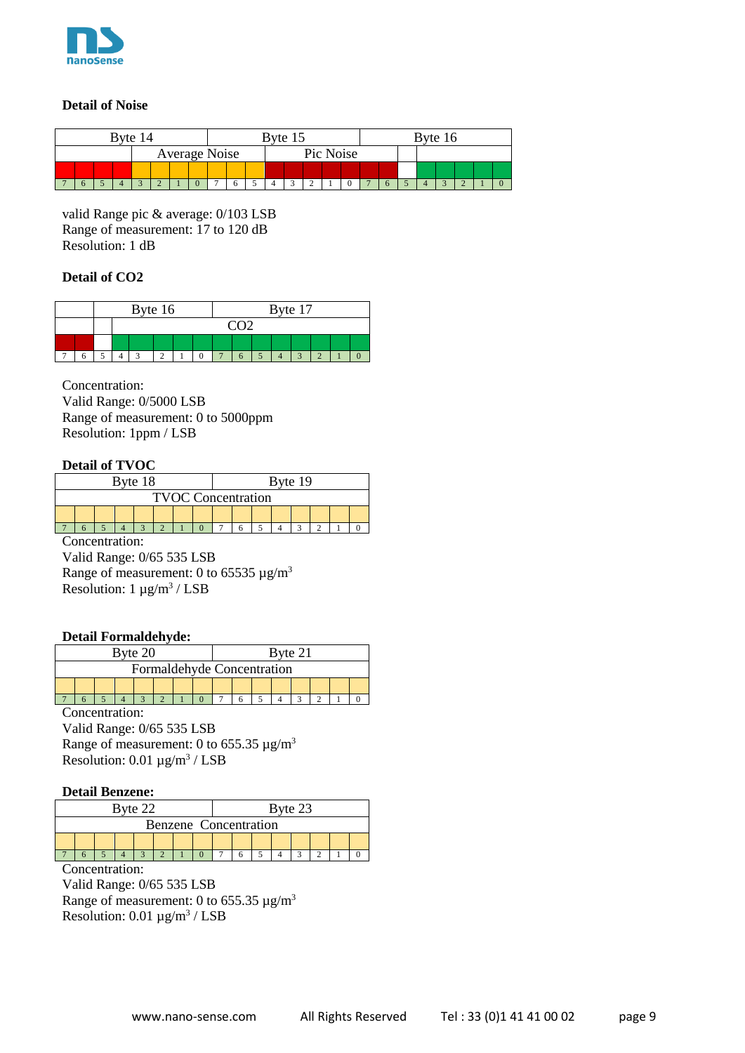**Detail of Noise**

| Byte 14 | | | | | | | | Byte 15 | | | | | | | | Byte 16 | | | | | | | |
|---|---|---|---|---|---|---|---|---|---|---|---|---|---|---|---|---|---|---|---|---|---|---|---|
| | | | | Average Noise | | | | | | | | Pic Noise | | | | | | | | | | | |
| 7 | 6 | 5 | 4 | 3 | 2 | 1 | 0 | 7 | 6 | 5 | 4 | 3 | 2 | 1 | 0 | 7 | 6 | 5 | 4 | 3 | 2 | 1 | 0 |

valid Range pic & average: 0/103 LSB
Range of measurement: 17 to 120 dB
Resolution: 1 dB

**Detail of CO2**

| | | Byte 16 | | | | | | Byte 17 | | | | | | | |
|---|---|---|---|---|---|---|---|---|---|---|---|---|---|---|---|
| | | | CO2 | | | | | | | | | | | | |
| 7 | 6 | 5 | 4 | 3 | 2 | 1 | 0 | 7 | 6 | 5 | 4 | 3 | 2 | 1 | 0 |

Concentration:
Valid Range: 0/5000 LSB
Range of measurement: 0 to 5000ppm
Resolution: 1ppm / LSB

**Detail of TVOC**

| Byte 18 | | | | | | | | Byte 19 | | | | | | | |
|---|---|---|---|---|---|---|---|---|---|---|---|---|---|---|---|
| TVOC Concentration | | | | | | | | | | | | | | | |
| 7 | 6 | 5 | 4 | 3 | 2 | 1 | 0 | 7 | 6 | 5 | 4 | 3 | 2 | 1 | 0 |

Concentration:
Valid Range: 0/65 535 LSB
Range of measurement: 0 to 65535 µg/m$^3$
Resolution: 1 µg/m$^3$ / LSB

**Detail Formaldehyde:**

| Byte 20 | | | | | | | | Byte 21 | | | | | | | |
|---|---|---|---|---|---|---|---|---|---|---|---|---|---|---|---|
| Formaldehyde Concentration | | | | | | | | | | | | | | | |
| 7 | 6 | 5 | 4 | 3 | 2 | 1 | 0 | 7 | 6 | 5 | 4 | 3 | 2 | 1 | 0 |

Concentration:
Valid Range: 0/65 535 LSB
Range of measurement: 0 to 655.35 µg/m$^3$
Resolution: 0.01 µg/m$^3$ / LSB

**Detail Benzene:**

| Byte 22 | | | | | | | | Byte 23 | | | | | | | |
|---|---|---|---|---|---|---|---|---|---|---|---|---|---|---|---|
| Benzene Concentration | | | | | | | | | | | | | | | |
| 7 | 6 | 5 | 4 | 3 | 2 | 1 | 0 | 7 | 6 | 5 | 4 | 3 | 2 | 1 | 0 |

Concentration:
Valid Range: 0/65 535 LSB
Range of measurement: 0 to 655.35 µg/m$^3$
Resolution: 0.01 µg/m$^3$ / LSB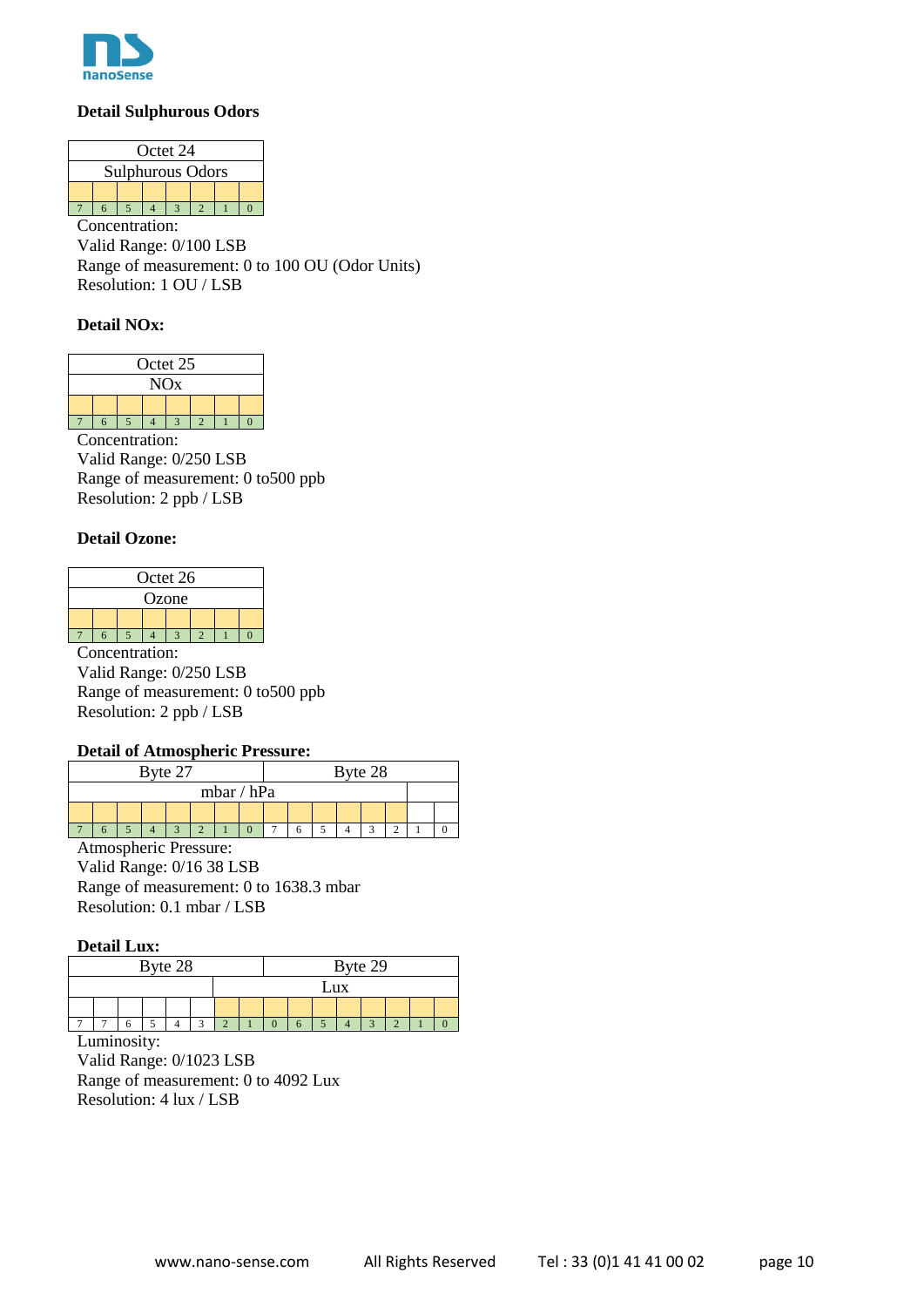**Detail Sulphurous Odors**

| Octet 24 | | | | | | | |
|---|---|---|---|---|---|---|---|
| Sulphurous Odors | | | | | | | |
| | | | | | | | |
| 7 | 6 | 5 | 4 | 3 | 2 | 1 | 0 |

Concentration:
Valid Range: 0/100 LSB
Range of measurement: 0 to 100 OU (Odor Units)
Resolution: 1 OU / LSB

**Detail NOx:**

| Octet 25 | | | | | | | |
|---|---|---|---|---|---|---|---|
| NOx | | | | | | | |
| | | | | | | | |
| 7 | 6 | 5 | 4 | 3 | 2 | 1 | 0 |

Concentration:
Valid Range: 0/250 LSB
Range of measurement: 0 to500 ppb
Resolution: 2 ppb / LSB

**Detail Ozone:**

| Octet 26 | | | | | | | |
|---|---|---|---|---|---|---|---|
| Ozone | | | | | | | |
| | | | | | | | |
| 7 | 6 | 5 | 4 | 3 | 2 | 1 | 0 |

Concentration:
Valid Range: 0/250 LSB
Range of measurement: 0 to500 ppb
Resolution: 2 ppb / LSB

**Detail of Atmospheric Pressure:**

| Byte 27 | | | | | | | | Byte 28 | | | | | | | |
|---|---|---|---|---|---|---|---|---|---|---|---|---|---|---|---|
| mbar / hPa | | | | | | | | | | | | | | | |
| | | | | | | | | | | | | | | | |
| 7 | 6 | 5 | 4 | 3 | 2 | 1 | 0 | 7 | 6 | 5 | 4 | 3 | 2 | 1 | 0 |

Atmospheric Pressure:
Valid Range: 0/16 38 LSB
Range of measurement: 0 to 1638.3 mbar
Resolution: 0.1 mbar / LSB

**Detail Lux:**

| Byte 28 | | | | | | | | Byte 29 | | | | | | | |
|---|---|---|---|---|---|---|---|---|---|---|---|---|---|---|---|
| | | | | | | Lux | | | | | | | | | |
| | | | | | | | | | | | | | | | |
| 7 | 7 | 6 | 5 | 4 | 3 | 2 | 1 | 0 | 6 | 5 | 4 | 3 | 2 | 1 | 0 |

Luminosity:
Valid Range: 0/1023 LSB
Range of measurement: 0 to 4092 Lux
Resolution: 4 lux / LSB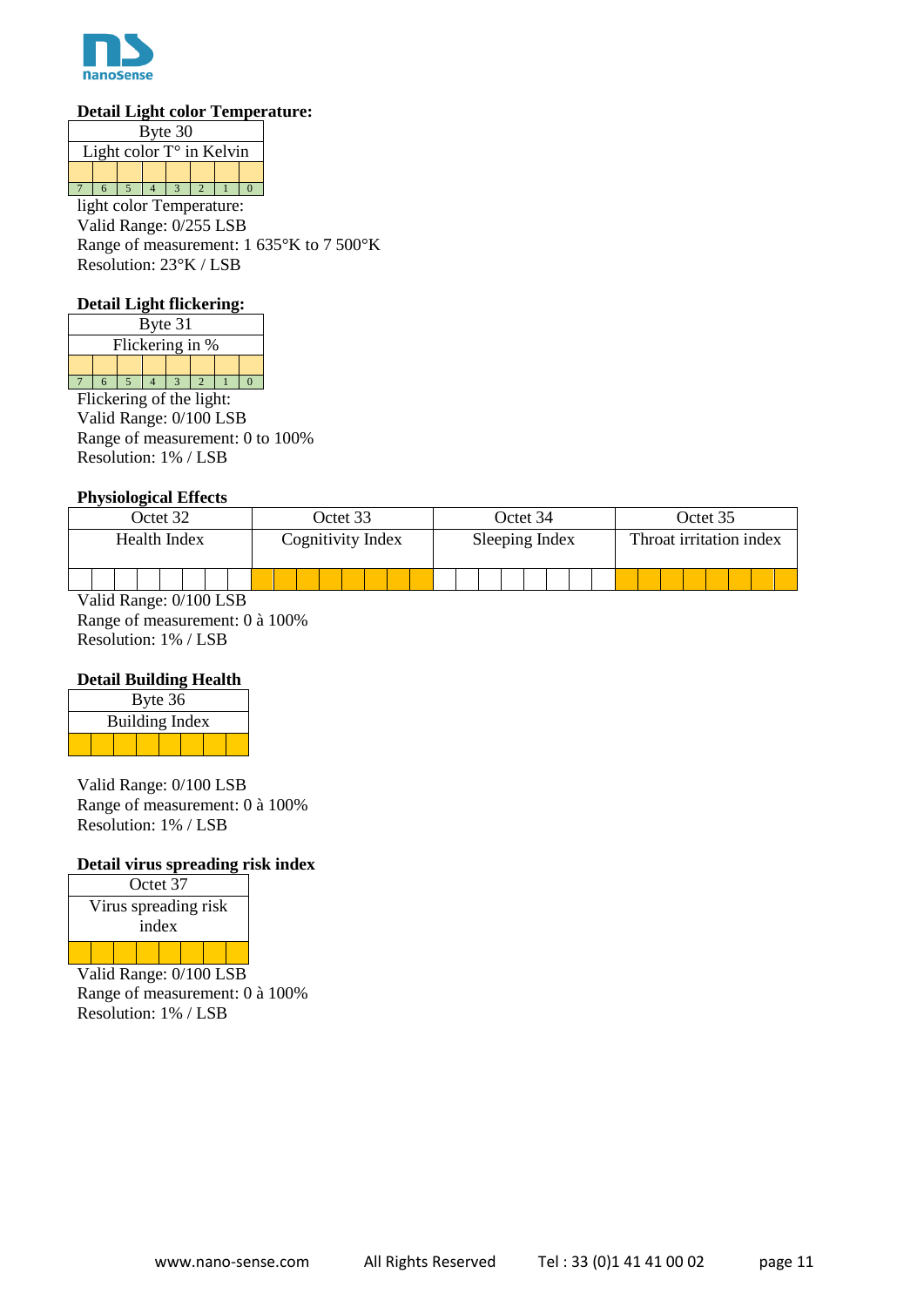**Detail Light color Temperature:**

| Byte 30 | | | | | | | |
|---|---|---|---|---|---|---|---|
| Light color T° in Kelvin | | | | | | | |
| | | | | | | | |
| 7 | 6 | 5 | 4 | 3 | 2 | 1 | 0 |

light color Temperature:
Valid Range: 0/255 LSB
Range of measurement: 1 635°K to 7 500°K
Resolution: 23°K / LSB

**Detail Light flickering:**

| Byte 31 | | | | | | | |
|---|---|---|---|---|---|---|---|
| Flickering in % | | | | | | | |
| | | | | | | | |
| 7 | 6 | 5 | 4 | 3 | 2 | 1 | 0 |

Flickering of the light:
Valid Range: 0/100 LSB
Range of measurement: 0 to 100%
Resolution: 1% / LSB

**Physiological Effects**

| Octet 32 | Octet 33 | Octet 34 | Octet 35 |
|---|---|---|---|
| Health Index | Cognitivity Index | Sleeping Index | Throat irritation index |

Valid Range: 0/100 LSB
Range of measurement: 0 à 100%
Resolution: 1% / LSB

**Detail Building Health**

| Byte 36 |
|---|
| Building Index |

Valid Range: 0/100 LSB
Range of measurement: 0 à 100%
Resolution: 1% / LSB

**Detail virus spreading risk index**

| Octet 37 |
|---|
| Virus spreading risk index |

Valid Range: 0/100 LSB
Range of measurement: 0 à 100%
Resolution: 1% / LSB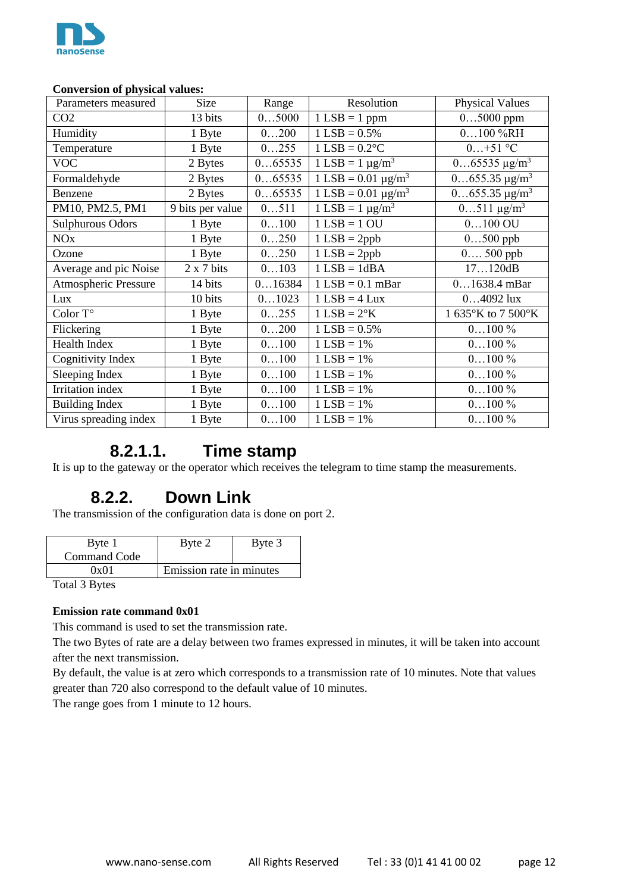**Conversion of physical values:**

| Parameters measured | Size | Range | Resolution | Physical Values |
|---|---|---|---|---|
| CO2 | 13 bits | 0…5000 | 1 LSB = 1 ppm | 0…5000 ppm |
| Humidity | 1 Byte | 0…200 | 1 LSB = 0.5% | 0…100 %RH |
| Temperature | 1 Byte | 0…255 | 1 LSB = 0.2°C | 0…+51 °C |
| VOC | 2 Bytes | 0…65535 | 1 LSB = 1 µg/m$^3$ | 0…65535 µg/m$^3$ |
| Formaldehyde | 2 Bytes | 0…65535 | 1 LSB = 0.01 µg/m$^3$ | 0…655.35 µg/m$^3$ |
| Benzene | 2 Bytes | 0…65535 | 1 LSB = 0.01 µg/m$^3$ | 0…655.35 µg/m$^3$ |
| PM10, PM2.5, PM1 | 9 bits per value | 0…511 | 1 LSB = 1 µg/m$^3$ | 0…511 µg/m$^3$ |
| Sulphurous Odors | 1 Byte | 0…100 | 1 LSB = 1 OU | 0…100 OU |
| NOx | 1 Byte | 0…250 | 1 LSB = 2ppb | 0…500 ppb |
| Ozone | 1 Byte | 0…250 | 1 LSB = 2ppb | 0…. 500 ppb |
| Average and pic Noise | 2 x 7 bits | 0…103 | 1 LSB = 1dBA | 17…120dB |
| Atmospheric Pressure | 14 bits | 0…16384 | 1 LSB = 0.1 mBar | 0…1638.4 mBar |
| Lux | 10 bits | 0…1023 | 1 LSB = 4 Lux | 0…4092 lux |
| Color T° | 1 Byte | 0…255 | 1 LSB = 2°K | 1 635°K to 7 500°K |
| Flickering | 1 Byte | 0…200 | 1 LSB = 0.5% | 0…100 % |
| Health Index | 1 Byte | 0…100 | 1 LSB = 1% | 0…100 % |
| Cognitivity Index | 1 Byte | 0…100 | 1 LSB = 1% | 0…100 % |
| Sleeping Index | 1 Byte | 0…100 | 1 LSB = 1% | 0…100 % |
| Irritation index | 1 Byte | 0…100 | 1 LSB = 1% | 0…100 % |
| Building Index | 1 Byte | 0…100 | 1 LSB = 1% | 0…100 % |
| Virus spreading index | 1 Byte | 0…100 | 1 LSB = 1% | 0…100 % |

#### 8.2.1.1. Time stamp

It is up to the gateway or the operator which receives the telegram to time stamp the measurements.

### 8.2.2. Down Link

The transmission of the configuration data is done on port 2.

| Byte 1 Command Code | Byte 2 | Byte 3 |
|---|---|---|
| 0x01 | Emission rate in minutes | |

Total 3 Bytes

**Emission rate command 0x01**

This command is used to set the transmission rate.

The two Bytes of rate are a delay between two frames expressed in minutes, it will be taken into account after the next transmission.

By default, the value is at zero which corresponds to a transmission rate of 10 minutes. Note that values greater than 720 also correspond to the default value of 10 minutes.

The range goes from 1 minute to 12 hours.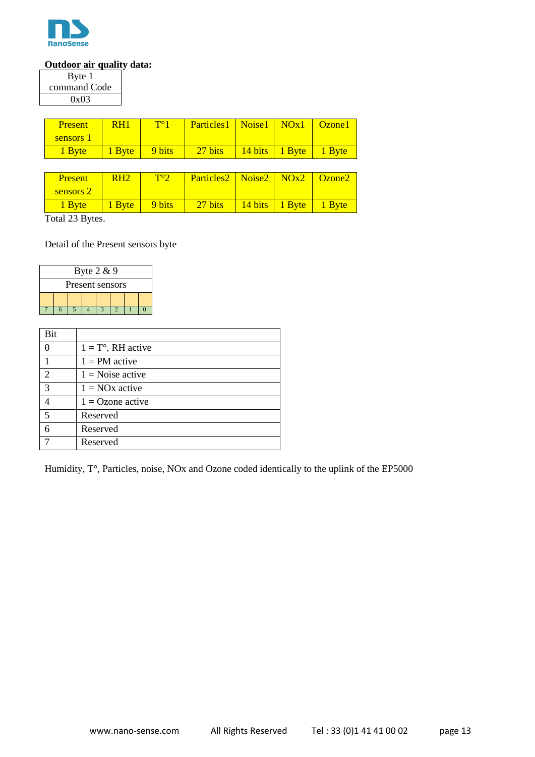**Outdoor air quality data:**

| Byte 1 command Code |
|---|
| 0x03 |

| Present sensors 1 | RH1 | T°1 | Particles1 | Noise1 | NOx1 | Ozone1 |
|---|---|---|---|---|---|---|
| 1 Byte | 1 Byte | 9 bits | 27 bits | 14 bits | 1 Byte | 1 Byte |

| Present sensors 2 | RH2 | T°2 | Particles2 | Noise2 | NOx2 | Ozone2 |
|---|---|---|---|---|---|---|
| 1 Byte | 1 Byte | 9 bits | 27 bits | 14 bits | 1 Byte | 1 Byte |

Total 23 Bytes.

Detail of the Present sensors byte

| Byte 2 & 9 | | | | | | | |
|---|---|---|---|---|---|---|---|
| Present sensors | | | | | | | |
| | | | | | | | |
| 7 | 6 | 5 | 4 | 3 | 2 | 1 | 0 |

| Bit | |
|---|---|
| 0 | 1 = T°, RH active |
| 1 | 1 = PM active |
| 2 | 1 = Noise active |
| 3 | 1 = NOx active |
| 4 | 1 = Ozone active |
| 5 | Reserved |
| 6 | Reserved |
| 7 | Reserved |

Humidity, T°, Particles, noise, NOx and Ozone coded identically to the uplink of the EP5000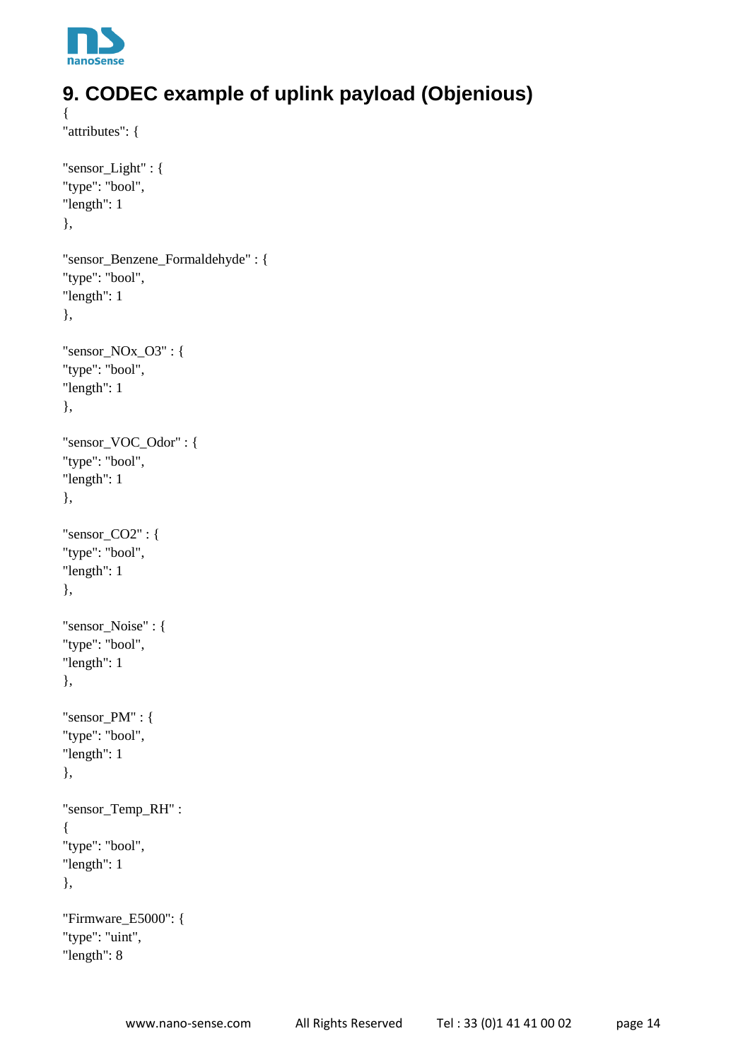# 9. CODEC example of uplink payload (Objenious)

```
{
"attributes": {

"sensor_Light" : {
"type": "bool",
"length": 1
},

"sensor_Benzene_Formaldehyde" : {
"type": "bool",
"length": 1
},

"sensor_NOx_O3" : {
"type": "bool",
"length": 1
},

"sensor_VOC_Odor" : {
"type": "bool",
"length": 1
},

"sensor_CO2" : {
"type": "bool",
"length": 1
},

"sensor_Noise" : {
"type": "bool",
"length": 1
},

"sensor_PM" : {
"type": "bool",
"length": 1
},

"sensor_Temp_RH" :
{
"type": "bool",
"length": 1
},

"Firmware_E5000": {
"type": "uint",
"length": 8
```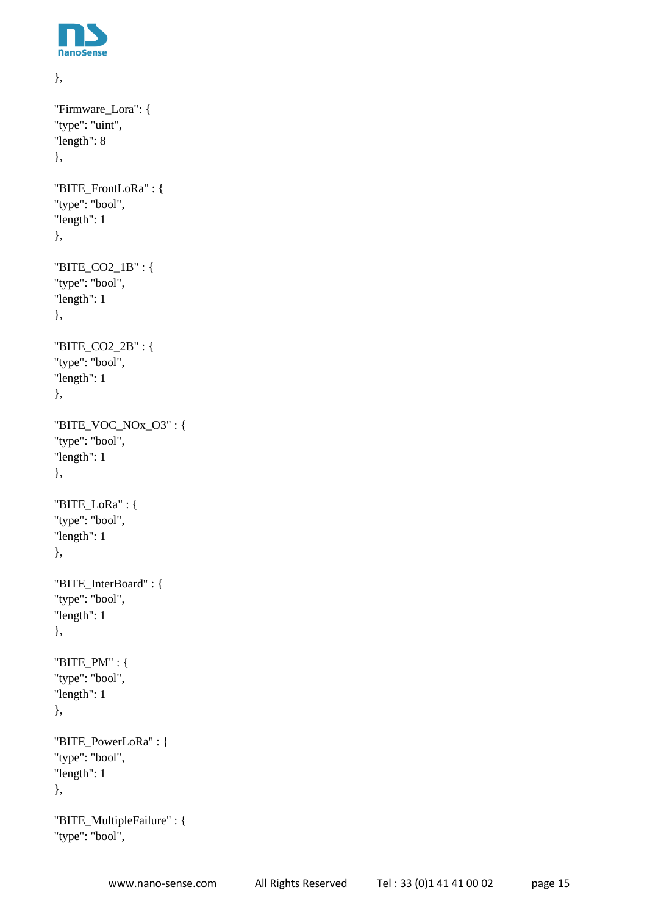```
},

"Firmware_Lora": {
"type": "uint",
"length": 8
},

"BITE_FrontLoRa" : {
"type": "bool",
"length": 1
},

"BITE_CO2_1B" : {
"type": "bool",
"length": 1
},

"BITE_CO2_2B" : {
"type": "bool",
"length": 1
},

"BITE_VOC_NOx_O3" : {
"type": "bool",
"length": 1
},

"BITE_LoRa" : {
"type": "bool",
"length": 1
},

"BITE_InterBoard" : {
"type": "bool",
"length": 1
},

"BITE_PM" : {
"type": "bool",
"length": 1
},

"BITE_PowerLoRa" : {
"type": "bool",
"length": 1
},

"BITE_MultipleFailure" : {
"type": "bool",
```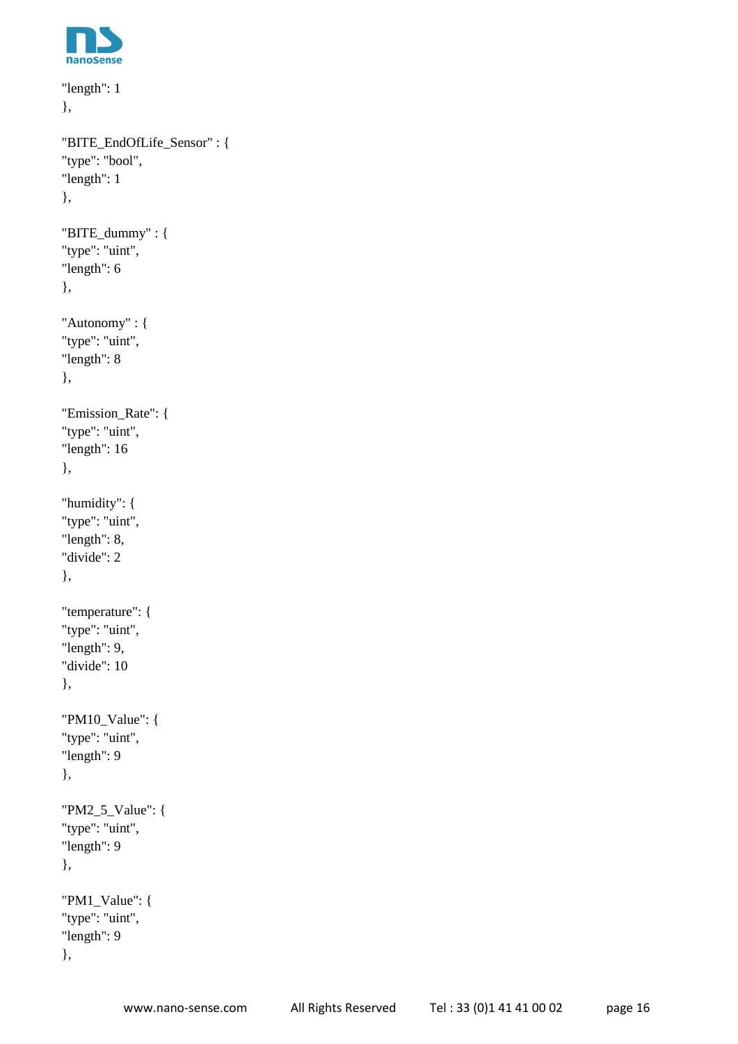```
"length": 1
},

"BITE_EndOfLife_Sensor" : {
"type": "bool",
"length": 1
},

"BITE_dummy" : {
"type": "uint",
"length": 6
},

"Autonomy" : {
"type": "uint",
"length": 8
},

"Emission_Rate": {
"type": "uint",
"length": 16
},

"humidity": {
"type": "uint",
"length": 8,
"divide": 2
},

"temperature": {
"type": "uint",
"length": 9,
"divide": 10
},

"PM10_Value": {
"type": "uint",
"length": 9
},

"PM2_5_Value": {
"type": "uint",
"length": 9
},

"PM1_Value": {
"type": "uint",
"length": 9
},
```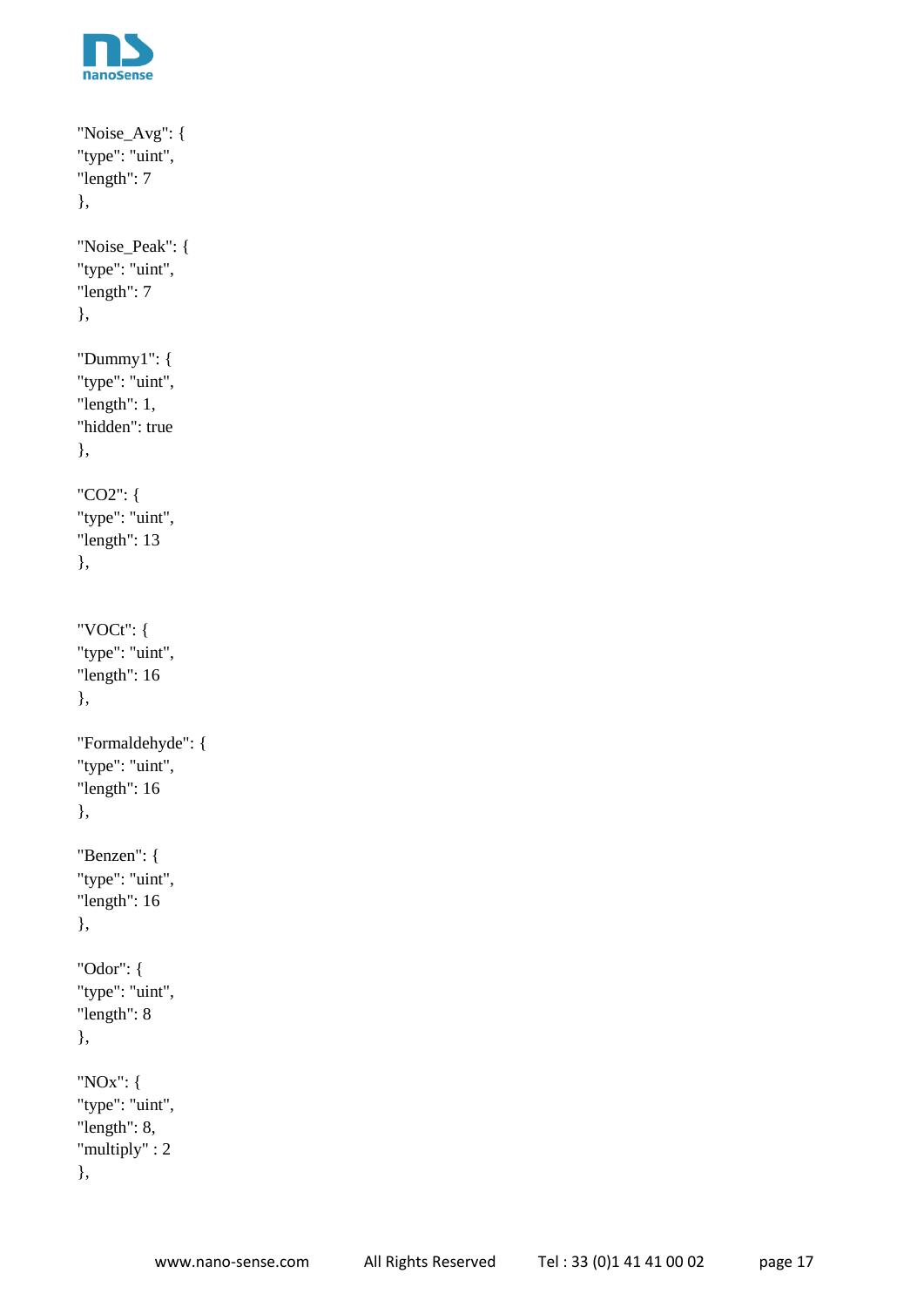```
"Noise_Avg": {
"type": "uint",
"length": 7
},

"Noise_Peak": {
"type": "uint",
"length": 7
},

"Dummy1": {
"type": "uint",
"length": 1,
"hidden": true
},

"CO2": {
"type": "uint",
"length": 13
},


"VOCt": {
"type": "uint",
"length": 16
},

"Formaldehyde": {
"type": "uint",
"length": 16
},

"Benzen": {
"type": "uint",
"length": 16
},

"Odor": {
"type": "uint",
"length": 8
},

"NOx": {
"type": "uint",
"length": 8,
"multiply" : 2
},
```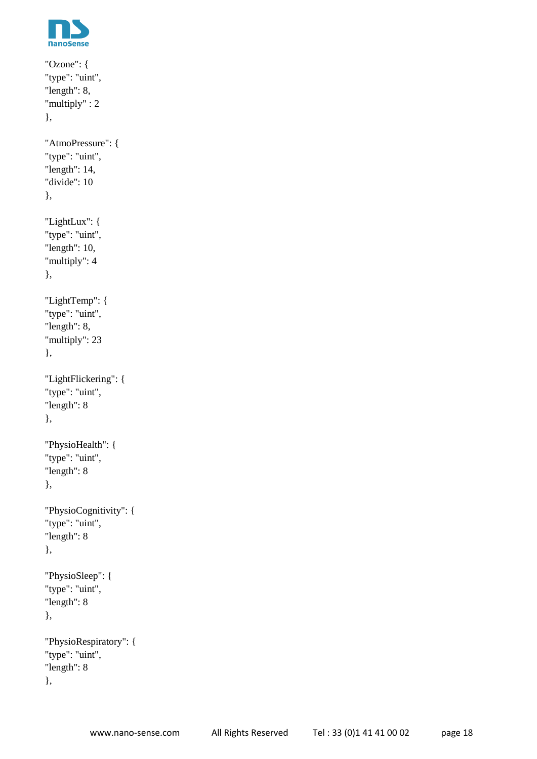```
"Ozone": {
"type": "uint",
"length": 8,
"multiply" : 2
},

"AtmoPressure": {
"type": "uint",
"length": 14,
"divide": 10
},

"LightLux": {
"type": "uint",
"length": 10,
"multiply": 4
},

"LightTemp": {
"type": "uint",
"length": 8,
"multiply": 23
},

"LightFlickering": {
"type": "uint",
"length": 8
},

"PhysioHealth": {
"type": "uint",
"length": 8
},

"PhysioCognitivity": {
"type": "uint",
"length": 8
},

"PhysioSleep": {
"type": "uint",
"length": 8
},

"PhysioRespiratory": {
"type": "uint",
"length": 8
},
```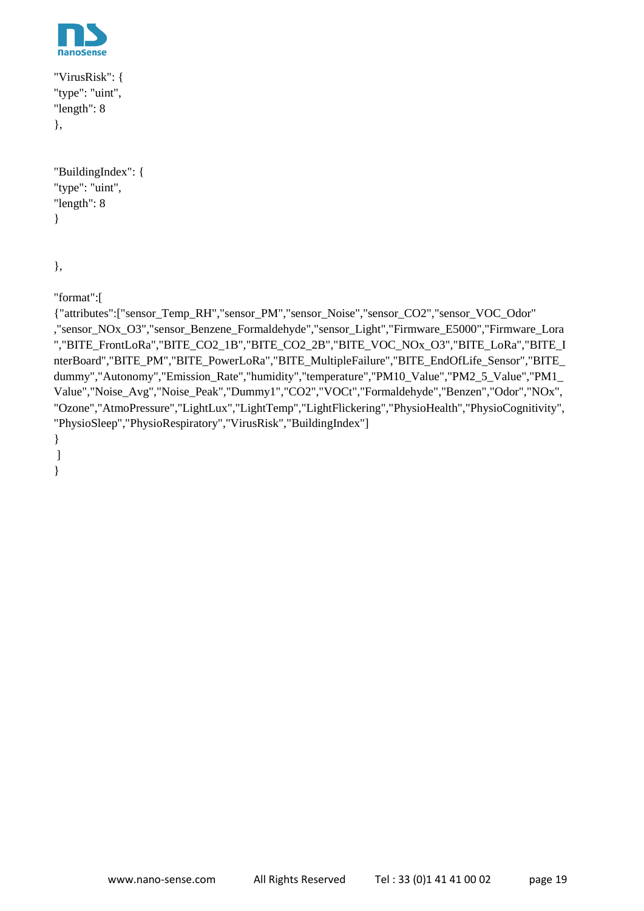```
"VirusRisk": {
"type": "uint",
"length": 8
},


"BuildingIndex": {
"type": "uint",
"length": 8
}


},

"format":[
{"attributes":["sensor_Temp_RH","sensor_PM","sensor_Noise","sensor_CO2","sensor_VOC_Odor"
,"sensor_NOx_O3","sensor_Benzene_Formaldehyde","sensor_Light","Firmware_E5000","Firmware_Lora
","BITE_FrontLoRa","BITE_CO2_1B","BITE_CO2_2B","BITE_VOC_NOx_O3","BITE_LoRa","BITE_I
nterBoard","BITE_PM","BITE_PowerLoRa","BITE_MultipleFailure","BITE_EndOfLife_Sensor","BITE_
dummy","Autonomy","Emission_Rate","humidity","temperature","PM10_Value","PM2_5_Value","PM1_
Value","Noise_Avg","Noise_Peak","Dummy1","CO2","VOCt","Formaldehyde","Benzen","Odor","NOx",
"Ozone","AtmoPressure","LightLux","LightTemp","LightFlickering","PhysioHealth","PhysioCognitivity",
"PhysioSleep","PhysioRespiratory","VirusRisk","BuildingIndex"]
}
 ]
}
```